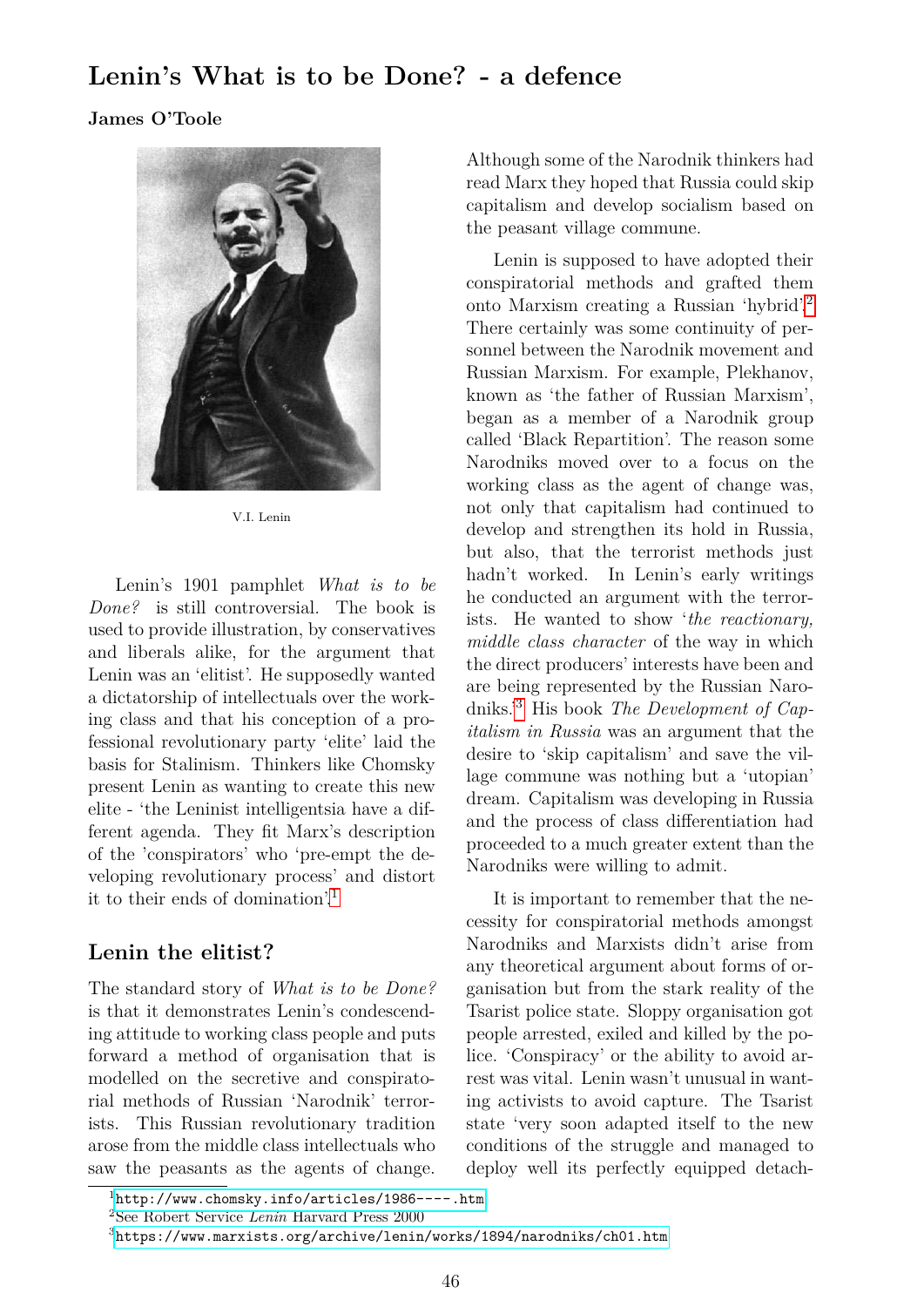# Lenin's What is to be Done? - a defence

**James O'Toole**

V.I. Lenin

Lenin's 1901 pamphlet *What is to be Done?* is still controversial. The book is used to provide illustration, by conservatives and liberals alike, for the argument that Lenin was an 'elitist'. He supposedly wanted a dictatorship of intellectuals over the working class and that his conception of a professional revolutionary party 'elite' laid the basis for Stalinism. Thinkers like Chomsky present Lenin as wanting to create this new elite - 'the Leninist intelligentsia have a different agenda. They fit Marx's description of the 'conspirators' who 'pre-empt the developing revolutionary process' and distort it to their ends of domination'.[1]

## Lenin the elitist?

The standard story of *What is to be Done?* is that it demonstrates Lenin's condescending attitude to working class people and puts forward a method of organisation that is modelled on the secretive and conspiratorial methods of Russian 'Narodnik' terrorists. This Russian revolutionary tradition arose from the middle class intellectuals who saw the peasants as the agents of change. Although some of the Narodnik thinkers had read Marx they hoped that Russia could skip capitalism and develop socialism based on the peasant village commune.

Lenin is supposed to have adopted their conspiratorial methods and grafted them onto Marxism creating a Russian 'hybrid'.[2] There certainly was some continuity of personnel between the Narodnik movement and Russian Marxism. For example, Plekhanov, known as 'the father of Russian Marxism', began as a member of a Narodnik group called 'Black Repartition'. The reason some Narodniks moved over to a focus on the working class as the agent of change was, not only that capitalism had continued to develop and strengthen its hold in Russia, but also, that the terrorist methods just hadn't worked. In Lenin's early writings he conducted an argument with the terrorists. He wanted to show '*the reactionary, middle class character* of the way in which the direct producers' interests have been and are being represented by the Russian Narodniks.'[3] His book *The Development of Capitalism in Russia* was an argument that the desire to 'skip capitalism' and save the village commune was nothing but a 'utopian' dream. Capitalism was developing in Russia and the process of class differentiation had proceeded to a much greater extent than the Narodniks were willing to admit.

It is important to remember that the necessity for conspiratorial methods amongst Narodniks and Marxists didn't arise from any theoretical argument about forms of organisation but from the stark reality of the Tsarist police state. Sloppy organisation got people arrested, exiled and killed by the police. 'Conspiracy' or the ability to avoid arrest was vital. Lenin wasn't unusual in wanting activists to avoid capture. The Tsarist state 'very soon adapted itself to the new conditions of the struggle and managed to deploy well its perfectly equipped detach-

---

[1] http://www.chomsky.info/articles/1986----.htm

[2] See Robert Service *Lenin* Harvard Press 2000

[3] https://www.marxists.org/archive/lenin/works/1894/narodniks/ch01.htm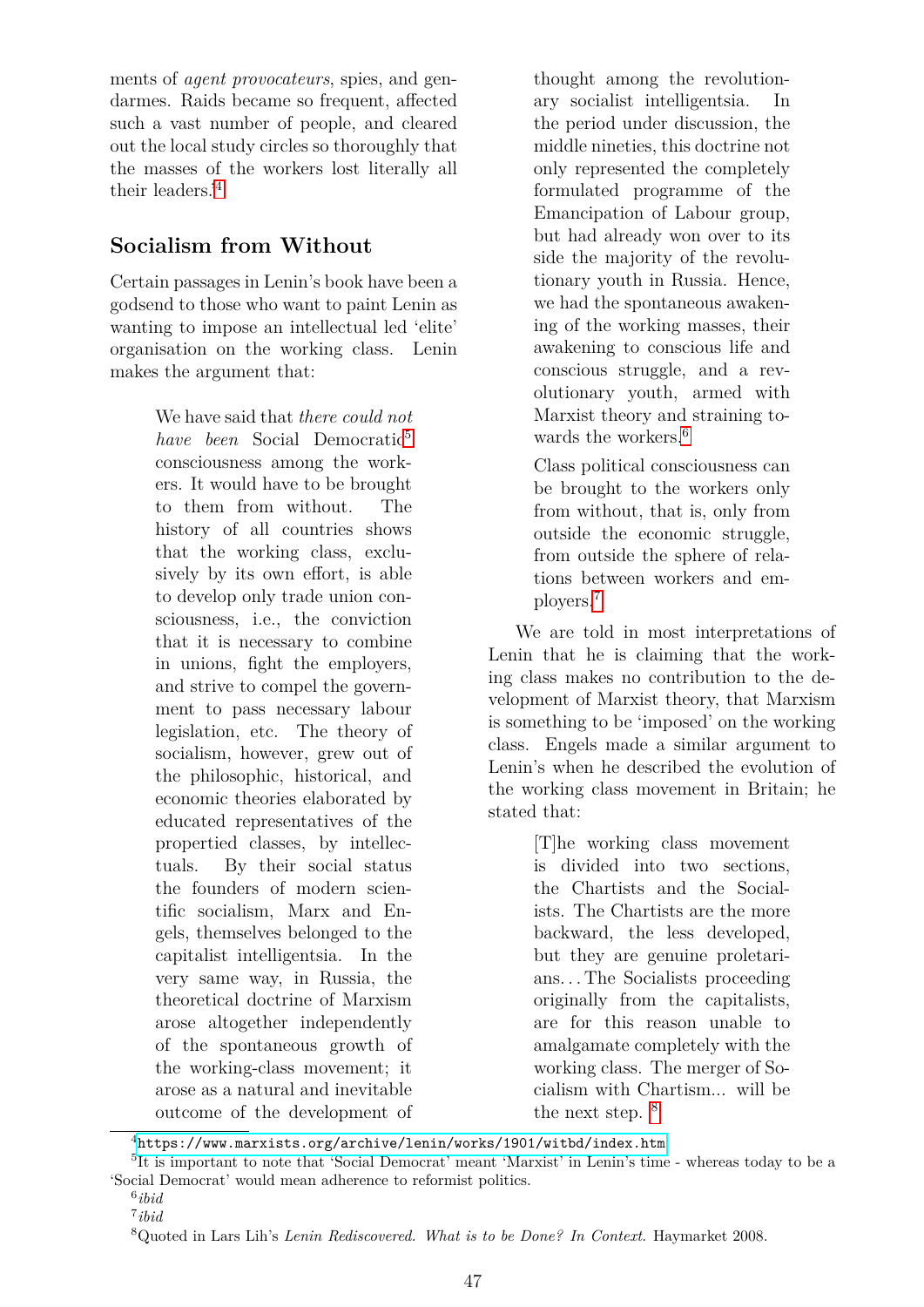ments of *agent provocateurs*, spies, and gendarmes. Raids became so frequent, affected such a vast number of people, and cleared out the local study circles so thoroughly that the masses of the workers lost literally all their leaders.[4]

## Socialism from Without

Certain passages in Lenin's book have been a godsend to those who want to paint Lenin as wanting to impose an intellectual led 'elite' organisation on the working class. Lenin makes the argument that:

> We have said that *there could not have been* Social Democratic[5] consciousness among the workers. It would have to be brought to them from without. The history of all countries shows that the working class, exclusively by its own effort, is able to develop only trade union consciousness, i.e., the conviction that it is necessary to combine in unions, fight the employers, and strive to compel the government to pass necessary labour legislation, etc. The theory of socialism, however, grew out of the philosophic, historical, and economic theories elaborated by educated representatives of the propertied classes, by intellectuals. By their social status the founders of modern scientific socialism, Marx and Engels, themselves belonged to the capitalist intelligentsia. In the very same way, in Russia, the theoretical doctrine of Marxism arose altogether independently of the spontaneous growth of the working-class movement; it arose as a natural and inevitable outcome of the development of thought among the revolutionary socialist intelligentsia. In the period under discussion, the middle nineties, this doctrine not only represented the completely formulated programme of the Emancipation of Labour group, but had already won over to its side the majority of the revolutionary youth in Russia. Hence, we had the spontaneous awakening of the working masses, their awakening to conscious life and conscious struggle, and a revolutionary youth, armed with Marxist theory and straining towards the workers.[6]

> Class political consciousness can be brought to the workers only from without, that is, only from outside the economic struggle, from outside the sphere of relations between workers and employers.[7]

We are told in most interpretations of Lenin that he is claiming that the working class makes no contribution to the development of Marxist theory, that Marxism is something to be 'imposed' on the working class. Engels made a similar argument to Lenin's when he described the evolution of the working class movement in Britain; he stated that:

> [T]he working class movement is divided into two sections, the Chartists and the Socialists. The Chartists are the more backward, the less developed, but they are genuine proletarians... The Socialists proceeding originally from the capitalists, are for this reason unable to amalgamate completely with the working class. The merger of Socialism with Chartism... will be the next step. [8]

---

[4] https://www.marxists.org/archive/lenin/works/1901/witbd/index.htm

[5] It is important to note that 'Social Democrat' meant 'Marxist' in Lenin's time - whereas today to be a 'Social Democrat' would mean adherence to reformist politics.

[6] *ibid*

[7] *ibid*

[8] Quoted in Lars Lih's *Lenin Rediscovered. What is to be Done? In Context.* Haymarket 2008.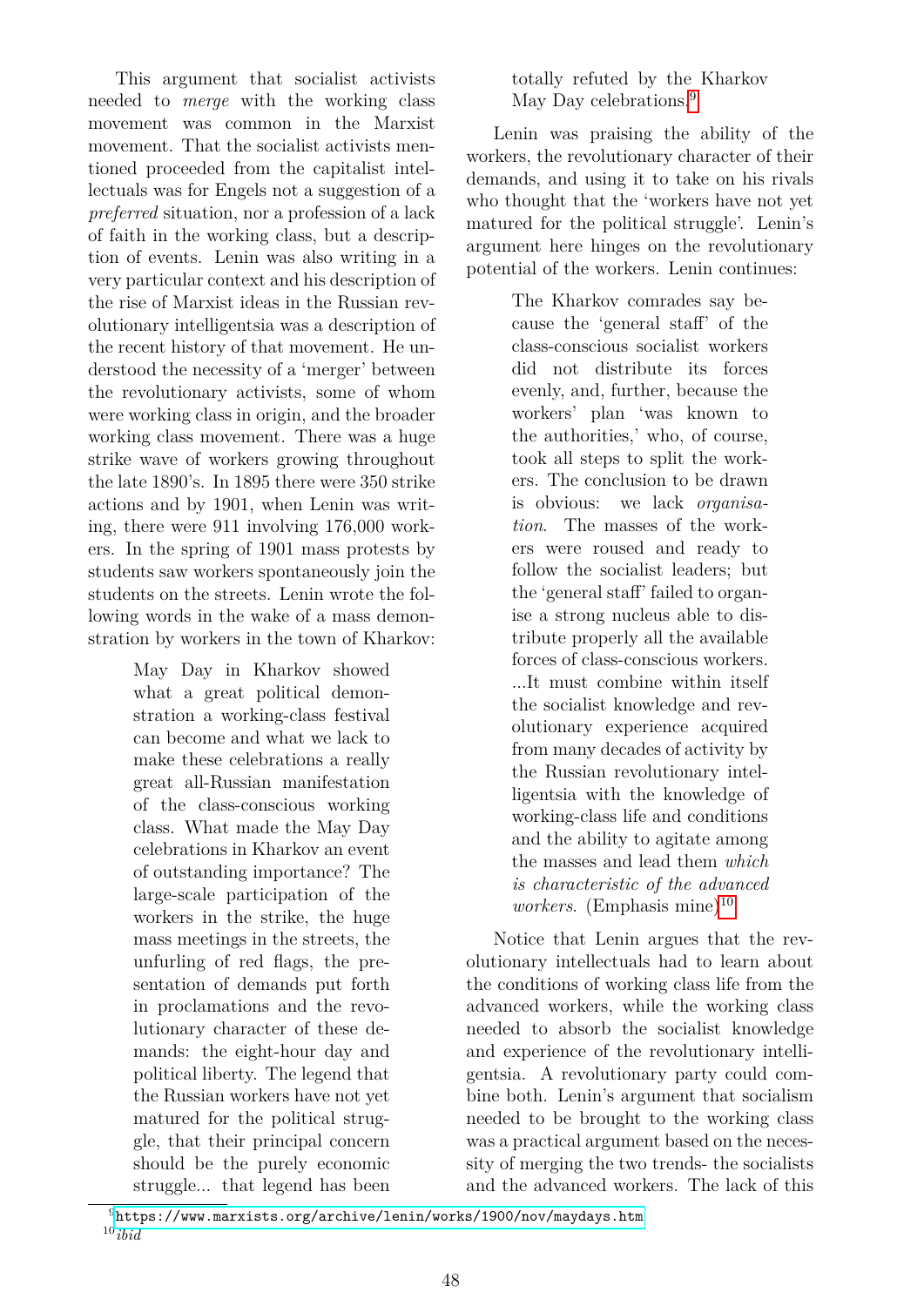This argument that socialist activists needed to *merge* with the working class movement was common in the Marxist movement. That the socialist activists mentioned proceeded from the capitalist intellectuals was for Engels not a suggestion of a *preferred* situation, nor a profession of a lack of faith in the working class, but a description of events. Lenin was also writing in a very particular context and his description of the rise of Marxist ideas in the Russian revolutionary intelligentsia was a description of the recent history of that movement. He understood the necessity of a 'merger' between the revolutionary activists, some of whom were working class in origin, and the broader working class movement. There was a huge strike wave of workers growing throughout the late 1890's. In 1895 there were 350 strike actions and by 1901, when Lenin was writing, there were 911 involving 176,000 workers. In the spring of 1901 mass protests by students saw workers spontaneously join the students on the streets. Lenin wrote the following words in the wake of a mass demonstration by workers in the town of Kharkov:

> May Day in Kharkov showed what a great political demonstration a working-class festival can become and what we lack to make these celebrations a really great all-Russian manifestation of the class-conscious working class. What made the May Day celebrations in Kharkov an event of outstanding importance? The large-scale participation of the workers in the strike, the huge mass meetings in the streets, the unfurling of red flags, the presentation of demands put forth in proclamations and the revolutionary character of these demands: the eight-hour day and political liberty. The legend that the Russian workers have not yet matured for the political struggle, that their principal concern should be the purely economic struggle... that legend has been totally refuted by the Kharkov May Day celebrations.[9]

Lenin was praising the ability of the workers, the revolutionary character of their demands, and using it to take on his rivals who thought that the 'workers have not yet matured for the political struggle'. Lenin's argument here hinges on the revolutionary potential of the workers. Lenin continues:

> The Kharkov comrades say because the 'general staff' of the class-conscious socialist workers did not distribute its forces evenly, and, further, because the workers' plan 'was known to the authorities,' who, of course, took all steps to split the workers. The conclusion to be drawn is obvious: we lack *organisation*. The masses of the workers were roused and ready to follow the socialist leaders; but the 'general staff' failed to organise a strong nucleus able to distribute properly all the available forces of class-conscious workers. ...It must combine within itself the socialist knowledge and revolutionary experience acquired from many decades of activity by the Russian revolutionary intelligentsia with the knowledge of working-class life and conditions and the ability to agitate among the masses and lead them *which is characteristic of the advanced workers*. (Emphasis mine)[10]

Notice that Lenin argues that the revolutionary intellectuals had to learn about the conditions of working class life from the advanced workers, while the working class needed to absorb the socialist knowledge and experience of the revolutionary intelligentsia. A revolutionary party could combine both. Lenin's argument that socialism needed to be brought to the working class was a practical argument based on the necessity of merging the two trends- the socialists and the advanced workers. The lack of this

---

[9] https://www.marxists.org/archive/lenin/works/1900/nov/maydays.htm

[10] *ibid*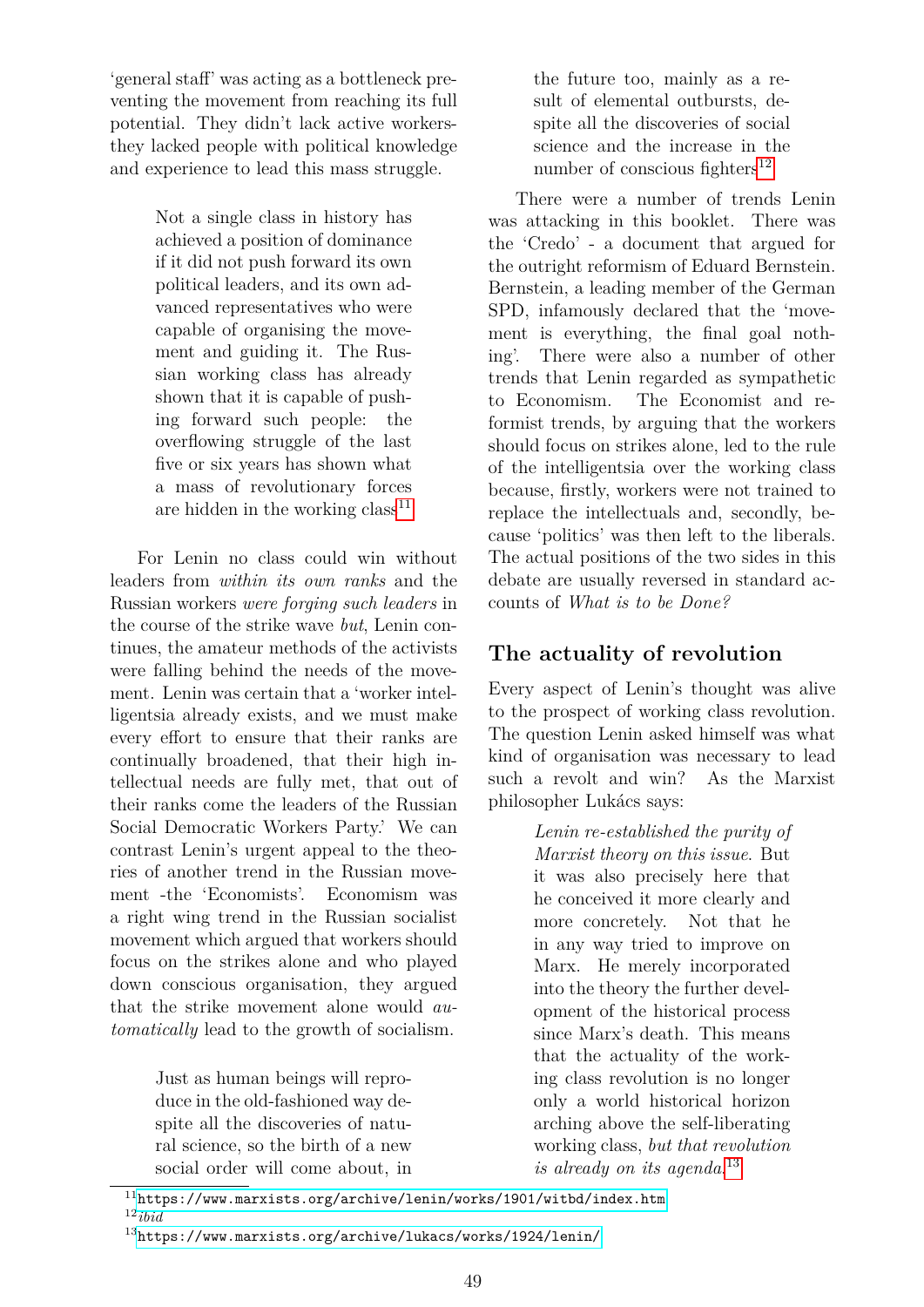'general staff' was acting as a bottleneck preventing the movement from reaching its full potential. They didn't lack active workers-they lacked people with political knowledge and experience to lead this mass struggle.

> Not a single class in history has achieved a position of dominance if it did not push forward its own political leaders, and its own advanced representatives who were capable of organising the movement and guiding it. The Russian working class has already shown that it is capable of pushing forward such people: the overflowing struggle of the last five or six years has shown what a mass of revolutionary forces are hidden in the working class[11]

For Lenin no class could win without leaders from *within its own ranks* and the Russian workers *were forging such leaders* in the course of the strike wave *but*, Lenin continues, the amateur methods of the activists were falling behind the needs of the movement. Lenin was certain that a 'worker intelligentsia already exists, and we must make every effort to ensure that their ranks are continually broadened, that their high intellectual needs are fully met, that out of their ranks come the leaders of the Russian Social Democratic Workers Party.' We can contrast Lenin's urgent appeal to the theories of another trend in the Russian movement -the 'Economists'. Economism was a right wing trend in the Russian socialist movement which argued that workers should focus on the strikes alone and who played down conscious organisation, they argued that the strike movement alone would *automatically* lead to the growth of socialism.

> Just as human beings will reproduce in the old-fashioned way despite all the discoveries of natural science, so the birth of a new social order will come about, in the future too, mainly as a result of elemental outbursts, despite all the discoveries of social science and the increase in the number of conscious fighters[12]

There were a number of trends Lenin was attacking in this booklet. There was the 'Credo' - a document that argued for the outright reformism of Eduard Bernstein. Bernstein, a leading member of the German SPD, infamously declared that the 'movement is everything, the final goal nothing'. There were also a number of other trends that Lenin regarded as sympathetic to Economism. The Economist and reformist trends, by arguing that the workers should focus on strikes alone, led to the rule of the intelligentsia over the working class because, firstly, workers were not trained to replace the intellectuals and, secondly, because 'politics' was then left to the liberals. The actual positions of the two sides in this debate are usually reversed in standard accounts of *What is to be Done?*

## The actuality of revolution

Every aspect of Lenin's thought was alive to the prospect of working class revolution. The question Lenin asked himself was what kind of organisation was necessary to lead such a revolt and win? As the Marxist philosopher Lukács says:

> *Lenin re-established the purity of Marxist theory on this issue.* But it was also precisely here that he conceived it more clearly and more concretely. Not that he in any way tried to improve on Marx. He merely incorporated into the theory the further development of the historical process since Marx's death. This means that the actuality of the working class revolution is no longer only a world historical horizon arching above the self-liberating working class, *but that revolution is already on its agenda.*[13]

---

[11] https://www.marxists.org/archive/lenin/works/1901/witbd/index.htm

[12] *ibid*

[13] https://www.marxists.org/archive/lukacs/works/1924/lenin/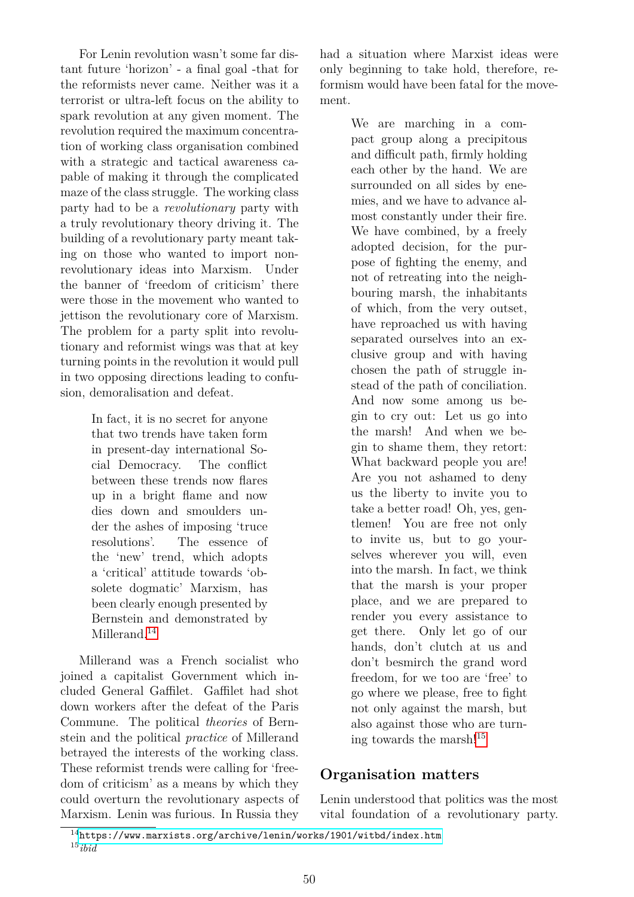For Lenin revolution wasn't some far distant future 'horizon' - a final goal -that for the reformists never came. Neither was it a terrorist or ultra-left focus on the ability to spark revolution at any given moment. The revolution required the maximum concentration of working class organisation combined with a strategic and tactical awareness capable of making it through the complicated maze of the class struggle. The working class party had to be a *revolutionary* party with a truly revolutionary theory driving it. The building of a revolutionary party meant taking on those who wanted to import non-revolutionary ideas into Marxism. Under the banner of 'freedom of criticism' there were those in the movement who wanted to jettison the revolutionary core of Marxism. The problem for a party split into revolutionary and reformist wings was that at key turning points in the revolution it would pull in two opposing directions leading to confusion, demoralisation and defeat.

> In fact, it is no secret for anyone that two trends have taken form in present-day international Social Democracy. The conflict between these trends now flares up in a bright flame and now dies down and smoulders under the ashes of imposing 'truce resolutions'. The essence of the 'new' trend, which adopts a 'critical' attitude towards 'obsolete dogmatic' Marxism, has been clearly enough presented by Bernstein and demonstrated by Millerand.[14]

Millerand was a French socialist who joined a capitalist Government which included General Gaffilet. Gaffilet had shot down workers after the defeat of the Paris Commune. The political *theories* of Bernstein and the political *practice* of Millerand betrayed the interests of the working class. These reformist trends were calling for 'freedom of criticism' as a means by which they could overturn the revolutionary aspects of Marxism. Lenin was furious. In Russia they had a situation where Marxist ideas were only beginning to take hold, therefore, reformism would have been fatal for the movement.

> We are marching in a compact group along a precipitous and difficult path, firmly holding each other by the hand. We are surrounded on all sides by enemies, and we have to advance almost constantly under their fire. We have combined, by a freely adopted decision, for the purpose of fighting the enemy, and not of retreating into the neighbouring marsh, the inhabitants of which, from the very outset, have reproached us with having separated ourselves into an exclusive group and with having chosen the path of struggle instead of the path of conciliation. And now some among us begin to cry out: Let us go into the marsh! And when we begin to shame them, they retort: What backward people you are! Are you not ashamed to deny us the liberty to invite you to take a better road! Oh, yes, gentlemen! You are free not only to invite us, but to go yourselves wherever you will, even into the marsh. In fact, we think that the marsh is your proper place, and we are prepared to render you every assistance to get there. Only let go of our hands, don't clutch at us and don't besmirch the grand word freedom, for we too are 'free' to go where we please, free to fight not only against the marsh, but also against those who are turning towards the marsh![15]

## Organisation matters

Lenin understood that politics was the most vital foundation of a revolutionary party.

[14] https://www.marxists.org/archive/lenin/works/1901/witbd/index.htm

[15] *ibid*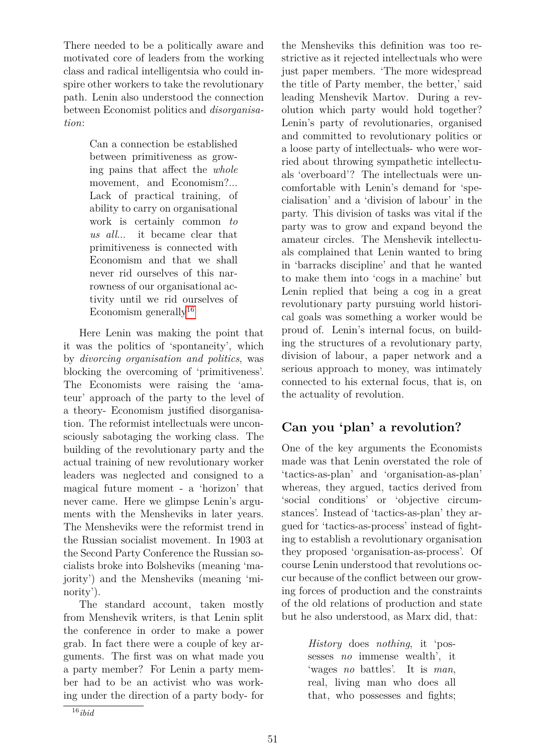There needed to be a politically aware and motivated core of leaders from the working class and radical intelligentsia who could inspire other workers to take the revolutionary path. Lenin also understood the connection between Economist politics and *disorganisation*:

> Can a connection be established between primitiveness as growing pains that affect the *whole* movement, and Economism?... Lack of practical training, of ability to carry on organisational work is certainly common *to us all*... it became clear that primitiveness is connected with Economism and that we shall never rid ourselves of this narrowness of our organisational activity until we rid ourselves of Economism generally[16]

Here Lenin was making the point that it was the politics of 'spontaneity', which by *divorcing organisation and politics*, was blocking the overcoming of 'primitiveness'. The Economists were raising the 'amateur' approach of the party to the level of a theory- Economism justified disorganisation. The reformist intellectuals were unconsciously sabotaging the working class. The building of the revolutionary party and the actual training of new revolutionary worker leaders was neglected and consigned to a magical future moment - a 'horizon' that never came. Here we glimpse Lenin's arguments with the Mensheviks in later years. The Mensheviks were the reformist trend in the Russian socialist movement. In 1903 at the Second Party Conference the Russian socialists broke into Bolsheviks (meaning 'majority') and the Mensheviks (meaning 'minority').

The standard account, taken mostly from Menshevik writers, is that Lenin split the conference in order to make a power grab. In fact there were a couple of key arguments. The first was on what made you a party member? For Lenin a party member had to be an activist who was working under the direction of a party body- for the Mensheviks this definition was too restrictive as it rejected intellectuals who were just paper members. 'The more widespread the title of Party member, the better,' said leading Menshevik Martov. During a revolution which party would hold together? Lenin's party of revolutionaries, organised and committed to revolutionary politics or a loose party of intellectuals- who were worried about throwing sympathetic intellectuals 'overboard'? The intellectuals were uncomfortable with Lenin's demand for 'specialisation' and a 'division of labour' in the party. This division of tasks was vital if the party was to grow and expand beyond the amateur circles. The Menshevik intellectuals complained that Lenin wanted to bring in 'barracks discipline' and that he wanted to make them into 'cogs in a machine' but Lenin replied that being a cog in a great revolutionary party pursuing world historical goals was something a worker would be proud of. Lenin's internal focus, on building the structures of a revolutionary party, division of labour, a paper network and a serious approach to money, was intimately connected to his external focus, that is, on the actuality of revolution.

## Can you 'plan' a revolution?

One of the key arguments the Economists made was that Lenin overstated the role of 'tactics-as-plan' and 'organisation-as-plan' whereas, they argued, tactics derived from 'social conditions' or 'objective circumstances'. Instead of 'tactics-as-plan' they argued for 'tactics-as-process' instead of fighting to establish a revolutionary organisation they proposed 'organisation-as-process'. Of course Lenin understood that revolutions occur because of the conflict between our growing forces of production and the constraints of the old relations of production and state but he also understood, as Marx did, that:

> *History* does *nothing*, it 'possesses *no* immense wealth', it 'wages *no* battles'. It is *man*, real, living man who does all that, who possesses and fights;

[16] *ibid*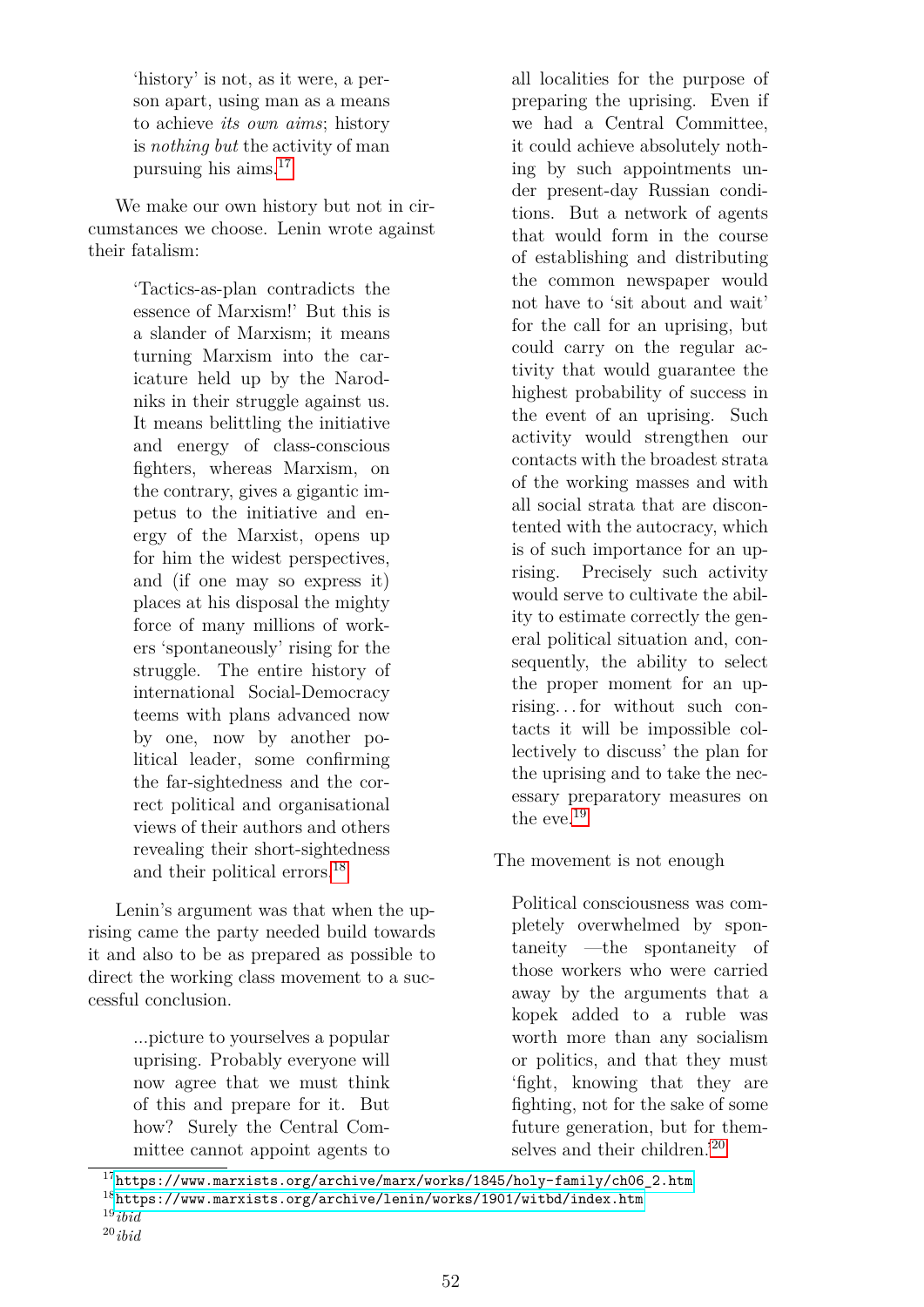> 'history' is not, as it were, a person apart, using man as a means to achieve *its own aims*; history is *nothing but* the activity of man pursuing his aims.[17]

We make our own history but not in circumstances we choose. Lenin wrote against their fatalism:

> 'Tactics-as-plan contradicts the essence of Marxism!' But this is a slander of Marxism; it means turning Marxism into the caricature held up by the Narodniks in their struggle against us. It means belittling the initiative and energy of class-conscious fighters, whereas Marxism, on the contrary, gives a gigantic impetus to the initiative and energy of the Marxist, opens up for him the widest perspectives, and (if one may so express it) places at his disposal the mighty force of many millions of workers 'spontaneously' rising for the struggle. The entire history of international Social-Democracy teems with plans advanced now by one, now by another political leader, some confirming the far-sightedness and the correct political and organisational views of their authors and others revealing their short-sightedness and their political errors.[18]

Lenin's argument was that when the uprising came the party needed build towards it and also to be as prepared as possible to direct the working class movement to a successful conclusion.

> ...picture to yourselves a popular uprising. Probably everyone will now agree that we must think of this and prepare for it. But how? Surely the Central Committee cannot appoint agents to all localities for the purpose of preparing the uprising. Even if we had a Central Committee, it could achieve absolutely nothing by such appointments under present-day Russian conditions. But a network of agents that would form in the course of establishing and distributing the common newspaper would not have to 'sit about and wait' for the call for an uprising, but could carry on the regular activity that would guarantee the highest probability of success in the event of an uprising. Such activity would strengthen our contacts with the broadest strata of the working masses and with all social strata that are discontented with the autocracy, which is of such importance for an uprising. Precisely such activity would serve to cultivate the ability to estimate correctly the general political situation and, consequently, the ability to select the proper moment for an uprising...for without such contacts it will be impossible collectively to discuss' the plan for the uprising and to take the necessary preparatory measures on the eve.[19]

The movement is not enough

> Political consciousness was completely overwhelmed by spontaneity —the spontaneity of those workers who were carried away by the arguments that a kopek added to a ruble was worth more than any socialism or politics, and that they must 'fight, knowing that they are fighting, not for the sake of some future generation, but for themselves and their children.'[20]

---

[17] https://www.marxists.org/archive/marx/works/1845/holy-family/ch06_2.htm

[18] https://www.marxists.org/archive/lenin/works/1901/witbd/index.htm

[19] *ibid*

[20] *ibid*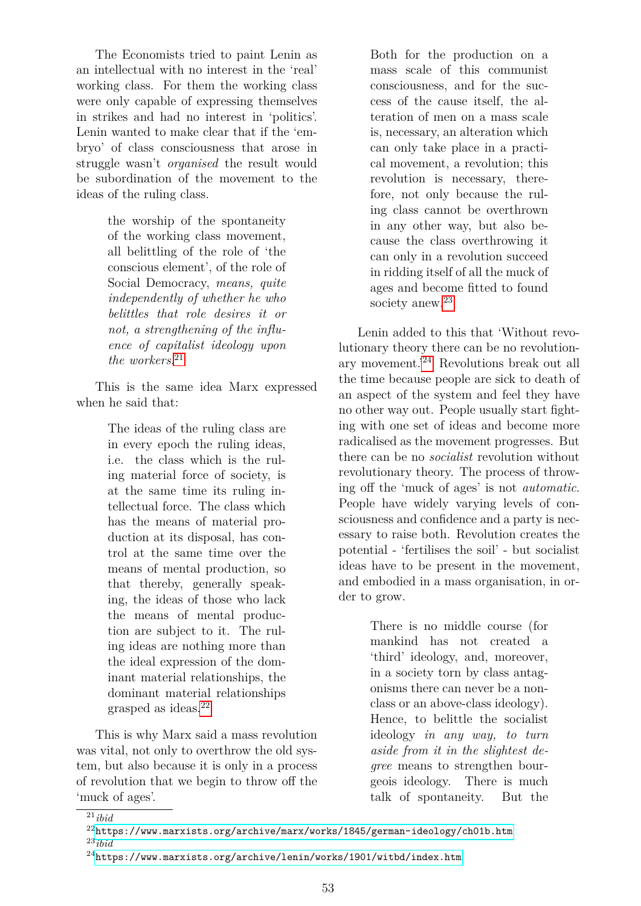The Economists tried to paint Lenin as an intellectual with no interest in the 'real' working class. For them the working class were only capable of expressing themselves in strikes and had no interest in 'politics'. Lenin wanted to make clear that if the 'embryo' of class consciousness that arose in struggle wasn't *organised* the result would be subordination of the movement to the ideas of the ruling class.

> the worship of the spontaneity of the working class movement, all belittling of the role of 'the conscious element', of the role of Social Democracy, *means, quite independently of whether he who belittles that role desires it or not, a strengthening of the influence of capitalist ideology upon the workers.*[21]

This is the same idea Marx expressed when he said that:

> The ideas of the ruling class are in every epoch the ruling ideas, i.e. the class which is the ruling material force of society, is at the same time its ruling intellectual force. The class which has the means of material production at its disposal, has control at the same time over the means of mental production, so that thereby, generally speaking, the ideas of those who lack the means of mental production are subject to it. The ruling ideas are nothing more than the ideal expression of the dominant material relationships, the dominant material relationships grasped as ideas.[22]

This is why Marx said a mass revolution was vital, not only to overthrow the old system, but also because it is only in a process of revolution that we begin to throw off the 'muck of ages'.

> Both for the production on a mass scale of this communist consciousness, and for the success of the cause itself, the alteration of men on a mass scale is, necessary, an alteration which can only take place in a practical movement, a revolution; this revolution is necessary, therefore, not only because the ruling class cannot be overthrown in any other way, but also because the class overthrowing it can only in a revolution succeed in ridding itself of all the muck of ages and become fitted to found society anew.[23]

Lenin added to this that 'Without revolutionary theory there can be no revolutionary movement.'[24] Revolutions break out all the time because people are sick to death of an aspect of the system and feel they have no other way out. People usually start fighting with one set of ideas and become more radicalised as the movement progresses. But there can be no *socialist* revolution without revolutionary theory. The process of throwing off the 'muck of ages' is not *automatic.* People have widely varying levels of consciousness and confidence and a party is necessary to raise both. Revolution creates the potential - 'fertilises the soil' - but socialist ideas have to be present in the movement, and embodied in a mass organisation, in order to grow.

> There is no middle course (for mankind has not created a 'third' ideology, and, moreover, in a society torn by class antagonisms there can never be a non-class or an above-class ideology). Hence, to belittle the socialist ideology *in any way, to turn aside from it in the slightest degree* means to strengthen bourgeois ideology. There is much talk of spontaneity. But the

[21] *ibid*

[22] https://www.marxists.org/archive/marx/works/1845/german-ideology/ch01b.htm

[23] *ibid*

[24] https://www.marxists.org/archive/lenin/works/1901/witbd/index.htm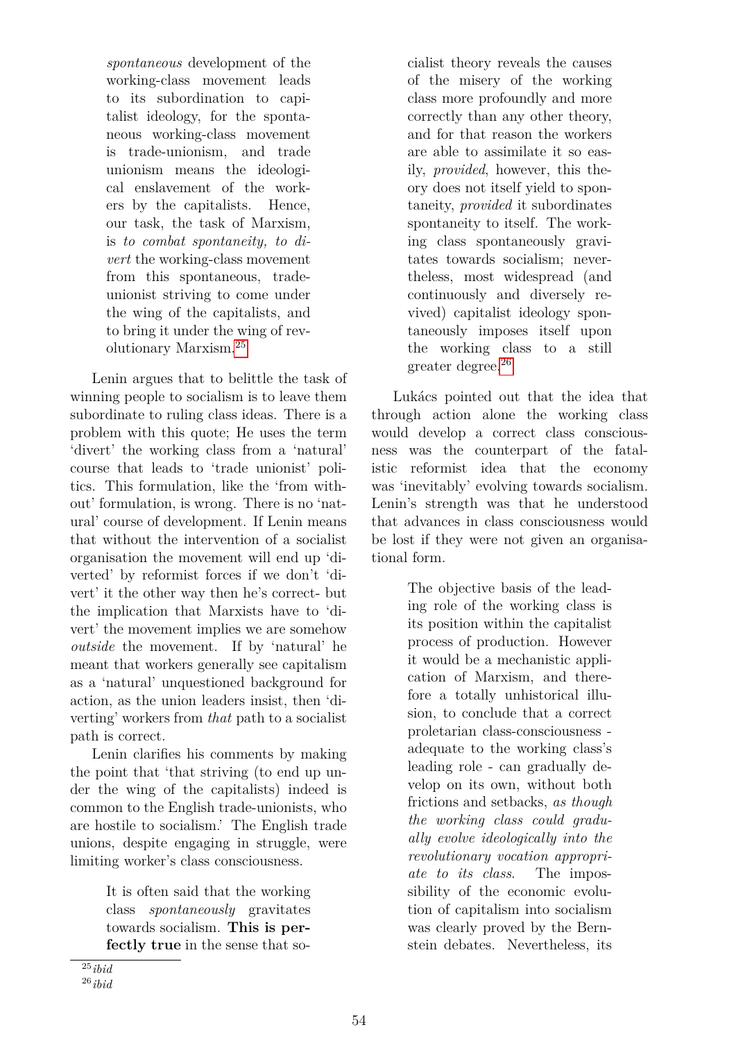> *spontaneous* development of the working-class movement leads to its subordination to capitalist ideology, for the spontaneous working-class movement is trade-unionism, and trade unionism means the ideological enslavement of the workers by the capitalists. Hence, our task, the task of Marxism, is *to combat spontaneity, to divert* the working-class movement from this spontaneous, trade-unionist striving to come under the wing of the capitalists, and to bring it under the wing of revolutionary Marxism.[25]

Lenin argues that to belittle the task of winning people to socialism is to leave them subordinate to ruling class ideas. There is a problem with this quote; He uses the term 'divert' the working class from a 'natural' course that leads to 'trade unionist' politics. This formulation, like the 'from without' formulation, is wrong. There is no 'natural' course of development. If Lenin means that without the intervention of a socialist organisation the movement will end up 'diverted' by reformist forces if we don't 'divert' it the other way then he's correct- but the implication that Marxists have to 'divert' the movement implies we are somehow *outside* the movement. If by 'natural' he meant that workers generally see capitalism as a 'natural' unquestioned background for action, as the union leaders insist, then 'diverting' workers from *that* path to a socialist path is correct.

Lenin clarifies his comments by making the point that 'that striving (to end up under the wing of the capitalists) indeed is common to the English trade-unionists, who are hostile to socialism.' The English trade unions, despite engaging in struggle, were limiting worker's class consciousness.

> It is often said that the working class *spontaneously* gravitates towards socialism. **This is perfectly true** in the sense that socialist theory reveals the causes of the misery of the working class more profoundly and more correctly than any other theory, and for that reason the workers are able to assimilate it so easily, *provided*, however, this theory does not itself yield to spontaneity, *provided* it subordinates spontaneity to itself. The working class spontaneously gravitates towards socialism; nevertheless, most widespread (and continuously and diversely revived) capitalist ideology spontaneously imposes itself upon the working class to a still greater degree.[26]

Lukács pointed out that the idea that through action alone the working class would develop a correct class consciousness was the counterpart of the fatalistic reformist idea that the economy was 'inevitably' evolving towards socialism. Lenin's strength was that he understood that advances in class consciousness would be lost if they were not given an organisational form.

> The objective basis of the leading role of the working class is its position within the capitalist process of production. However it would be a mechanistic application of Marxism, and therefore a totally unhistorical illusion, to conclude that a correct proletarian class-consciousness - adequate to the working class's leading role - can gradually develop on its own, without both frictions and setbacks, *as though the working class could gradually evolve ideologically into the revolutionary vocation appropriate to its class*. The impossibility of the economic evolution of capitalism into socialism was clearly proved by the Bernstein debates. Nevertheless, its

[25] *ibid*

[26] *ibid*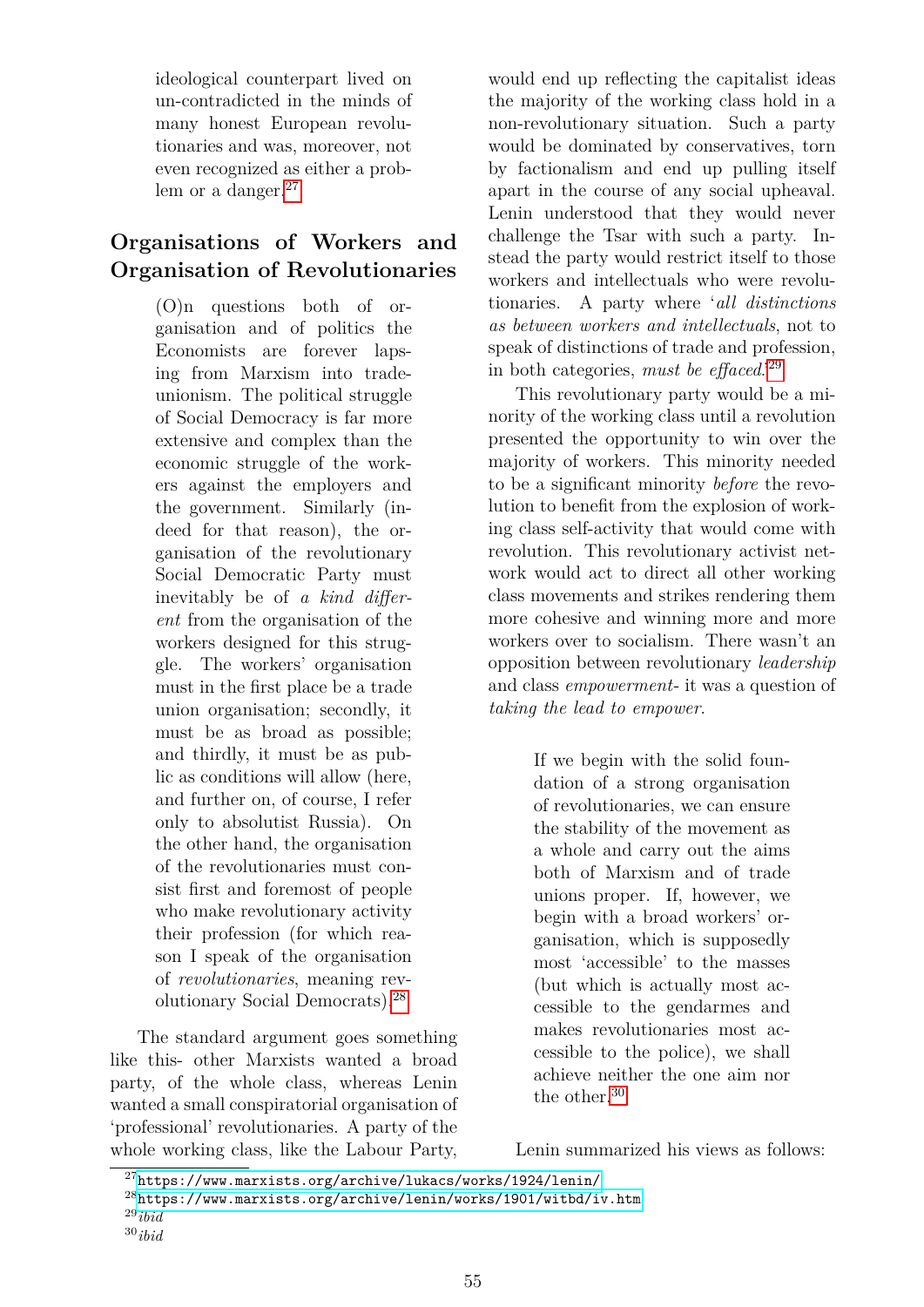> ideological counterpart lived on un-contradicted in the minds of many honest European revolutionaries and was, moreover, not even recognized as either a problem or a danger.[27]

## Organisations of Workers and Organisation of Revolutionaries

> (O)n questions both of organisation and of politics the Economists are forever lapsing from Marxism into trade-unionism. The political struggle of Social Democracy is far more extensive and complex than the economic struggle of the workers against the employers and the government. Similarly (indeed for that reason), the organisation of the revolutionary Social Democratic Party must inevitably be of *a kind different* from the organisation of the workers designed for this struggle. The workers' organisation must in the first place be a trade union organisation; secondly, it must be as broad as possible; and thirdly, it must be as public as conditions will allow (here, and further on, of course, I refer only to absolutist Russia). On the other hand, the organisation of the revolutionaries must consist first and foremost of people who make revolutionary activity their profession (for which reason I speak of the organisation of *revolutionaries*, meaning revolutionary Social Democrats).[28]

The standard argument goes something like this- other Marxists wanted a broad party, of the whole class, whereas Lenin wanted a small conspiratorial organisation of 'professional' revolutionaries. A party of the whole working class, like the Labour Party, would end up reflecting the capitalist ideas the majority of the working class hold in a non-revolutionary situation. Such a party would be dominated by conservatives, torn by factionalism and end up pulling itself apart in the course of any social upheaval. Lenin understood that they would never challenge the Tsar with such a party. Instead the party would restrict itself to those workers and intellectuals who were revolutionaries. A party where '*all distinctions as between workers and intellectuals*, not to speak of distinctions of trade and profession, in both categories, *must be effaced*.'[29]

This revolutionary party would be a minority of the working class until a revolution presented the opportunity to win over the majority of workers. This minority needed to be a significant minority *before* the revolution to benefit from the explosion of working class self-activity that would come with revolution. This revolutionary activist network would act to direct all other working class movements and strikes rendering them more cohesive and winning more and more workers over to socialism. There wasn't an opposition between revolutionary *leadership* and class *empowerment*- it was a question of *taking the lead to empower*.

> If we begin with the solid foundation of a strong organisation of revolutionaries, we can ensure the stability of the movement as a whole and carry out the aims both of Marxism and of trade unions proper. If, however, we begin with a broad workers' organisation, which is supposedly most 'accessible' to the masses (but which is actually most accessible to the gendarmes and makes revolutionaries most accessible to the police), we shall achieve neither the one aim nor the other.[30]

Lenin summarized his views as follows:

[27] https://www.marxists.org/archive/lukacs/works/1924/lenin/
[28] https://www.marxists.org/archive/lenin/works/1901/witbd/iv.htm
[29] *ibid*
[30] *ibid*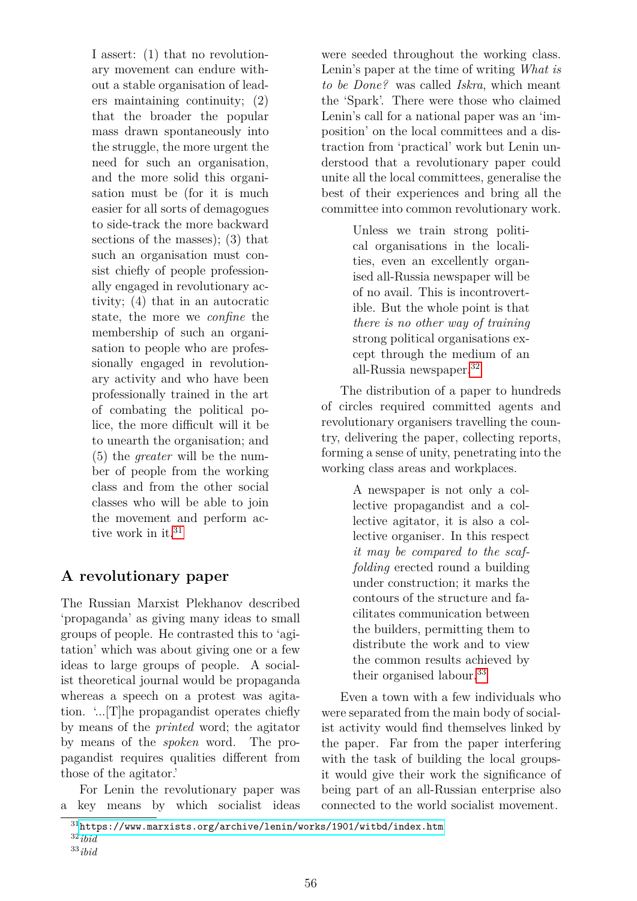> I assert: (1) that no revolutionary movement can endure without a stable organisation of leaders maintaining continuity; (2) that the broader the popular mass drawn spontaneously into the struggle, the more urgent the need for such an organisation, and the more solid this organisation must be (for it is much easier for all sorts of demagogues to side-track the more backward sections of the masses); (3) that such an organisation must consist chiefly of people professionally engaged in revolutionary activity; (4) that in an autocratic state, the more we *confine* the membership of such an organisation to people who are professionally engaged in revolutionary activity and who have been professionally trained in the art of combating the political police, the more difficult will it be to unearth the organisation; and (5) the *greater* will be the number of people from the working class and from the other social classes who will be able to join the movement and perform active work in it.[31]

## A revolutionary paper

The Russian Marxist Plekhanov described 'propaganda' as giving many ideas to small groups of people. He contrasted this to 'agitation' which was about giving one or a few ideas to large groups of people. A socialist theoretical journal would be propaganda whereas a speech on a protest was agitation. '...[T]he propagandist operates chiefly by means of the *printed* word; the agitator by means of the *spoken* word. The propagandist requires qualities different from those of the agitator.'

For Lenin the revolutionary paper was a key means by which socialist ideas were seeded throughout the working class. Lenin's paper at the time of writing *What is to be Done?* was called *Iskra*, which meant the 'Spark'. There were those who claimed Lenin's call for a national paper was an 'imposition' on the local committees and a distraction from 'practical' work but Lenin understood that a revolutionary paper could unite all the local committees, generalise the best of their experiences and bring all the committee into common revolutionary work.

> Unless we train strong political organisations in the localities, even an excellently organised all-Russia newspaper will be of no avail. This is incontrovertible. But the whole point is that *there is no other way of training* strong political organisations except through the medium of an all-Russia newspaper.[32]

The distribution of a paper to hundreds of circles required committed agents and revolutionary organisers travelling the country, delivering the paper, collecting reports, forming a sense of unity, penetrating into the working class areas and workplaces.

> A newspaper is not only a collective propagandist and a collective agitator, it is also a collective organiser. In this respect *it may be compared to the scaffolding* erected round a building under construction; it marks the contours of the structure and facilitates communication between the builders, permitting them to distribute the work and to view the common results achieved by their organised labour.[33]

Even a town with a few individuals who were separated from the main body of socialist activity would find themselves linked by the paper. Far from the paper interfering with the task of building the local groups- it would give their work the significance of being part of an all-Russian enterprise also connected to the world socialist movement.

[31] https://www.marxists.org/archive/lenin/works/1901/witbd/index.htm
[32] *ibid*
[33] *ibid*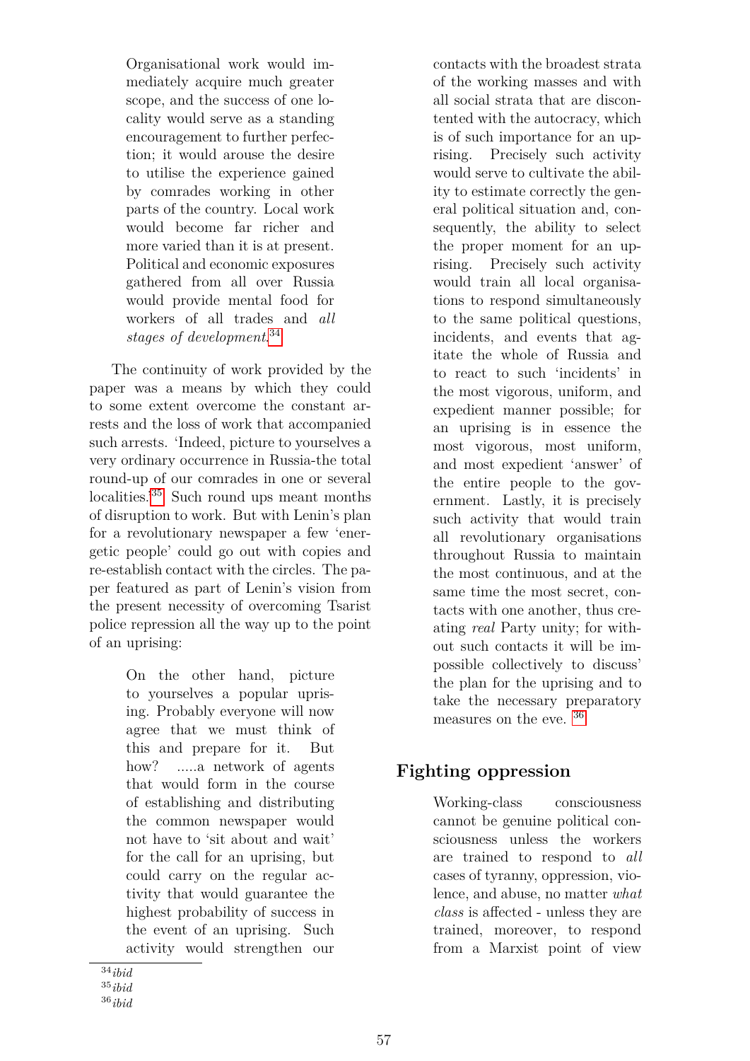> Organisational work would immediately acquire much greater scope, and the success of one locality would serve as a standing encouragement to further perfection; it would arouse the desire to utilise the experience gained by comrades working in other parts of the country. Local work would become far richer and more varied than it is at present. Political and economic exposures gathered from all over Russia would provide mental food for workers of all trades and *all stages of development*.[34]

The continuity of work provided by the paper was a means by which they could to some extent overcome the constant arrests and the loss of work that accompanied such arrests. 'Indeed, picture to yourselves a very ordinary occurrence in Russia-the total round-up of our comrades in one or several localities.[35] Such round ups meant months of disruption to work. But with Lenin's plan for a revolutionary newspaper a few 'energetic people' could go out with copies and re-establish contact with the circles. The paper featured as part of Lenin's vision from the present necessity of overcoming Tsarist police repression all the way up to the point of an uprising:

> On the other hand, picture to yourselves a popular uprising. Probably everyone will now agree that we must think of this and prepare for it. But how? .....a network of agents that would form in the course of establishing and distributing the common newspaper would not have to 'sit about and wait' for the call for an uprising, but could carry on the regular activity that would guarantee the highest probability of success in the event of an uprising. Such activity would strengthen our contacts with the broadest strata of the working masses and with all social strata that are discontented with the autocracy, which is of such importance for an uprising. Precisely such activity would serve to cultivate the ability to estimate correctly the general political situation and, consequently, the ability to select the proper moment for an uprising. Precisely such activity would train all local organisations to respond simultaneously to the same political questions, incidents, and events that agitate the whole of Russia and to react to such 'incidents' in the most vigorous, uniform, and expedient manner possible; for an uprising is in essence the most vigorous, most uniform, and most expedient 'answer' of the entire people to the government. Lastly, it is precisely such activity that would train all revolutionary organisations throughout Russia to maintain the most continuous, and at the same time the most secret, contacts with one another, thus creating *real* Party unity; for without such contacts it will be impossible collectively to discuss' the plan for the uprising and to take the necessary preparatory measures on the eve. [36]

## Fighting oppression

> Working-class consciousness cannot be genuine political consciousness unless the workers are trained to respond to *all* cases of tyranny, oppression, violence, and abuse, no matter *what class* is affected - unless they are trained, moreover, to respond from a Marxist point of view

[34] *ibid*

[35] *ibid*

[36] *ibid*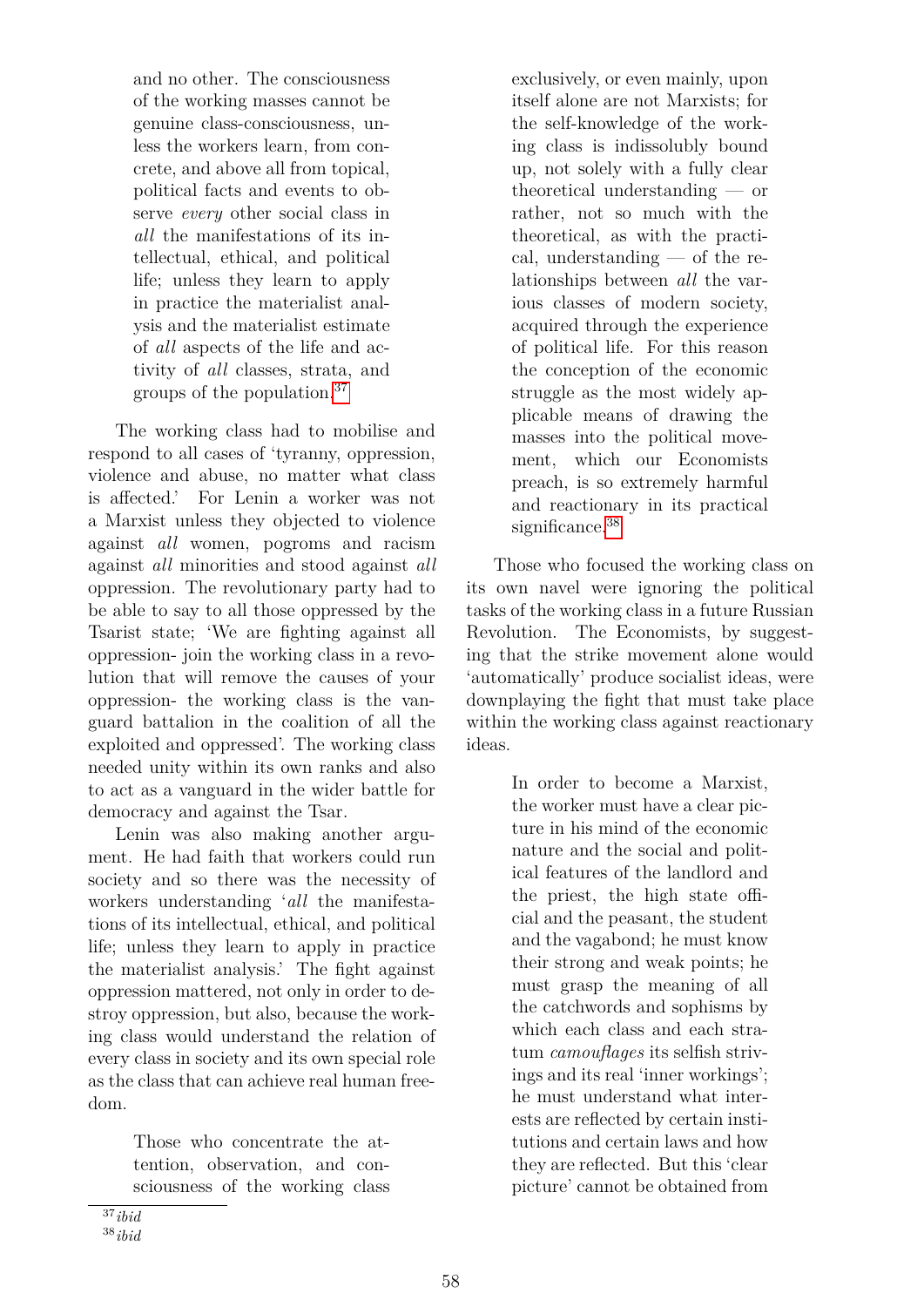> and no other. The consciousness of the working masses cannot be genuine class-consciousness, unless the workers learn, from concrete, and above all from topical, political facts and events to observe *every* other social class in *all* the manifestations of its intellectual, ethical, and political life; unless they learn to apply in practice the materialist analysis and the materialist estimate of *all* aspects of the life and activity of *all* classes, strata, and groups of the population.[37]

The working class had to mobilise and respond to all cases of 'tyranny, oppression, violence and abuse, no matter what class is affected.' For Lenin a worker was not a Marxist unless they objected to violence against *all* women, pogroms and racism against *all* minorities and stood against *all* oppression. The revolutionary party had to be able to say to all those oppressed by the Tsarist state; 'We are fighting against all oppression- join the working class in a revolution that will remove the causes of your oppression- the working class is the vanguard battalion in the coalition of all the exploited and oppressed'. The working class needed unity within its own ranks and also to act as a vanguard in the wider battle for democracy and against the Tsar.

Lenin was also making another argument. He had faith that workers could run society and so there was the necessity of workers understanding '*all* the manifestations of its intellectual, ethical, and political life; unless they learn to apply in practice the materialist analysis.' The fight against oppression mattered, not only in order to destroy oppression, but also, because the working class would understand the relation of every class in society and its own special role as the class that can achieve real human freedom.

> Those who concentrate the attention, observation, and consciousness of the working class exclusively, or even mainly, upon itself alone are not Marxists; for the self-knowledge of the working class is indissolubly bound up, not solely with a fully clear theoretical understanding — or rather, not so much with the theoretical, as with the practical, understanding — of the relationships between *all* the various classes of modern society, acquired through the experience of political life. For this reason the conception of the economic struggle as the most widely applicable means of drawing the masses into the political movement, which our Economists preach, is so extremely harmful and reactionary in its practical significance.[38]

Those who focused the working class on its own navel were ignoring the political tasks of the working class in a future Russian Revolution. The Economists, by suggesting that the strike movement alone would 'automatically' produce socialist ideas, were downplaying the fight that must take place within the working class against reactionary ideas.

> In order to become a Marxist, the worker must have a clear picture in his mind of the economic nature and the social and political features of the landlord and the priest, the high state official and the peasant, the student and the vagabond; he must know their strong and weak points; he must grasp the meaning of all the catchwords and sophisms by which each class and each stratum *camouflages* its selfish strivings and its real 'inner workings'; he must understand what interests are reflected by certain institutions and certain laws and how they are reflected. But this 'clear picture' cannot be obtained from

[37] *ibid*

[38] *ibid*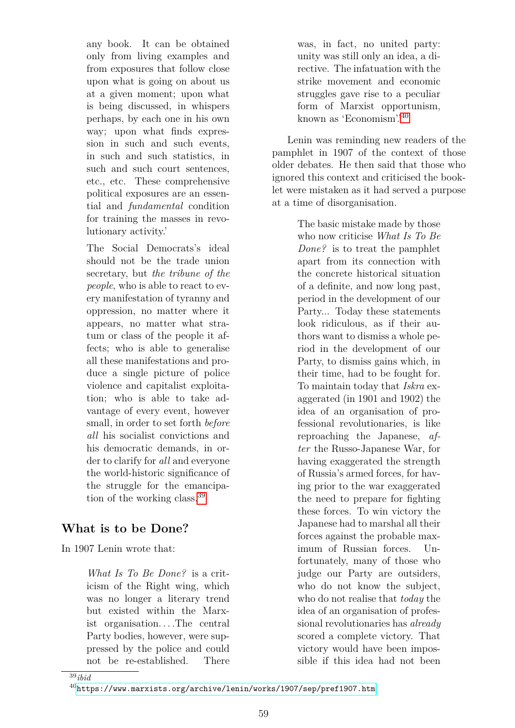> any book. It can be obtained only from living examples and from exposures that follow close upon what is going on about us at a given moment; upon what is being discussed, in whispers perhaps, by each one in his own way; upon what finds expression in such and such events, in such and such statistics, in such and such court sentences, etc., etc. These comprehensive political exposures are an essential and *fundamental* condition for training the masses in revolutionary activity.'
>
> The Social Democrats's ideal should not be the trade union secretary, but *the tribune of the people*, who is able to react to every manifestation of tyranny and oppression, no matter where it appears, no matter what stratum or class of the people it affects; who is able to generalise all these manifestations and produce a single picture of police violence and capitalist exploitation; who is able to take advantage of every event, however small, in order to set forth *before all* his socialist convictions and his democratic demands, in order to clarify for *all* and everyone the world-historic significance of the struggle for the emancipation of the working class.[39]

## What is to be Done?

In 1907 Lenin wrote that:

> *What Is To Be Done?* is a criticism of the Right wing, which was no longer a literary trend but existed within the Marxist organisation....The central Party bodies, however, were suppressed by the police and could not be re-established. There was, in fact, no united party: unity was still only an idea, a directive. The infatuation with the strike movement and economic struggles gave rise to a peculiar form of Marxist opportunism, known as 'Economism'.[40]

Lenin was reminding new readers of the pamphlet in 1907 of the context of those older debates. He then said that those who ignored this context and criticised the booklet were mistaken as it had served a purpose at a time of disorganisation.

> The basic mistake made by those who now criticise *What Is To Be Done?* is to treat the pamphlet apart from its connection with the concrete historical situation of a definite, and now long past, period in the development of our Party... Today these statements look ridiculous, as if their authors want to dismiss a whole period in the development of our Party, to dismiss gains which, in their time, had to be fought for. To maintain today that *Iskra* exaggerated (in 1901 and 1902) the idea of an organisation of professional revolutionaries, is like reproaching the Japanese, *after* the Russo-Japanese War, for having exaggerated the strength of Russia's armed forces, for having prior to the war exaggerated the need to prepare for fighting these forces. To win victory the Japanese had to marshal all their forces against the probable maximum of Russian forces. Unfortunately, many of those who judge our Party are outsiders, who do not know the subject, who do not realise that *today* the idea of an organisation of professional revolutionaries has *already* scored a complete victory. That victory would have been impossible if this idea had not been

[39] *ibid*

[40] https://www.marxists.org/archive/lenin/works/1907/sep/pref1907.htm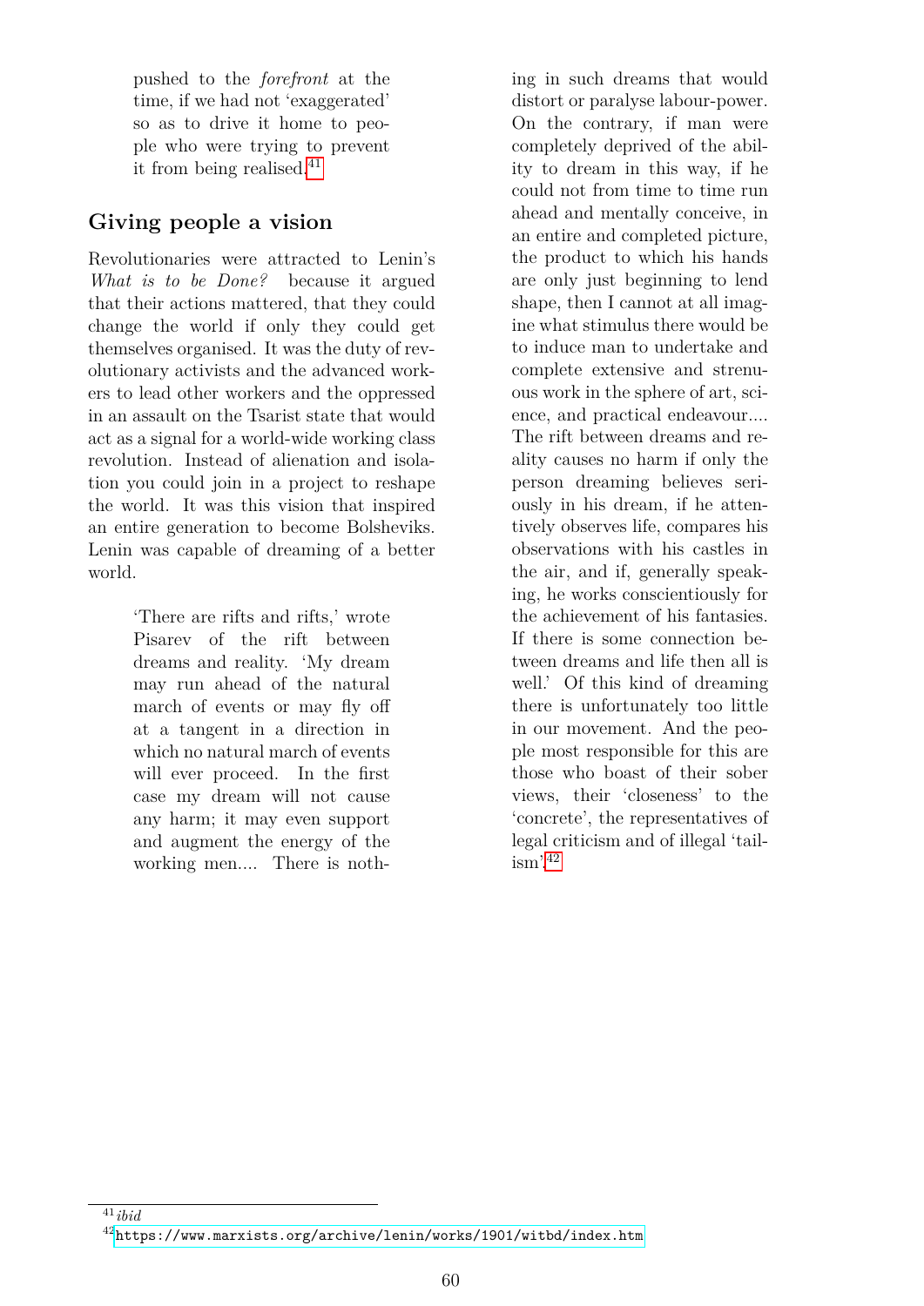> pushed to the *forefront* at the time, if we had not 'exaggerated' so as to drive it home to people who were trying to prevent it from being realised.[41]

## Giving people a vision

Revolutionaries were attracted to Lenin's *What is to be Done?* because it argued that their actions mattered, that they could change the world if only they could get themselves organised. It was the duty of revolutionary activists and the advanced workers to lead other workers and the oppressed in an assault on the Tsarist state that would act as a signal for a world-wide working class revolution. Instead of alienation and isolation you could join in a project to reshape the world. It was this vision that inspired an entire generation to become Bolsheviks. Lenin was capable of dreaming of a better world.

> 'There are rifts and rifts,' wrote Pisarev of the rift between dreams and reality. 'My dream may run ahead of the natural march of events or may fly off at a tangent in a direction in which no natural march of events will ever proceed. In the first case my dream will not cause any harm; it may even support and augment the energy of the working men.... There is nothing in such dreams that would distort or paralyse labour-power. On the contrary, if man were completely deprived of the ability to dream in this way, if he could not from time to time run ahead and mentally conceive, in an entire and completed picture, the product to which his hands are only just beginning to lend shape, then I cannot at all imagine what stimulus there would be to induce man to undertake and complete extensive and strenuous work in the sphere of art, science, and practical endeavour.... The rift between dreams and reality causes no harm if only the person dreaming believes seriously in his dream, if he attentively observes life, compares his observations with his castles in the air, and if, generally speaking, he works conscientiously for the achievement of his fantasies. If there is some connection between dreams and life then all is well.' Of this kind of dreaming there is unfortunately too little in our movement. And the people most responsible for this are those who boast of their sober views, their 'closeness' to the 'concrete', the representatives of legal criticism and of illegal 'tailism'.[42]

---

[41] *ibid*

[42] https://www.marxists.org/archive/lenin/works/1901/witbd/index.htm